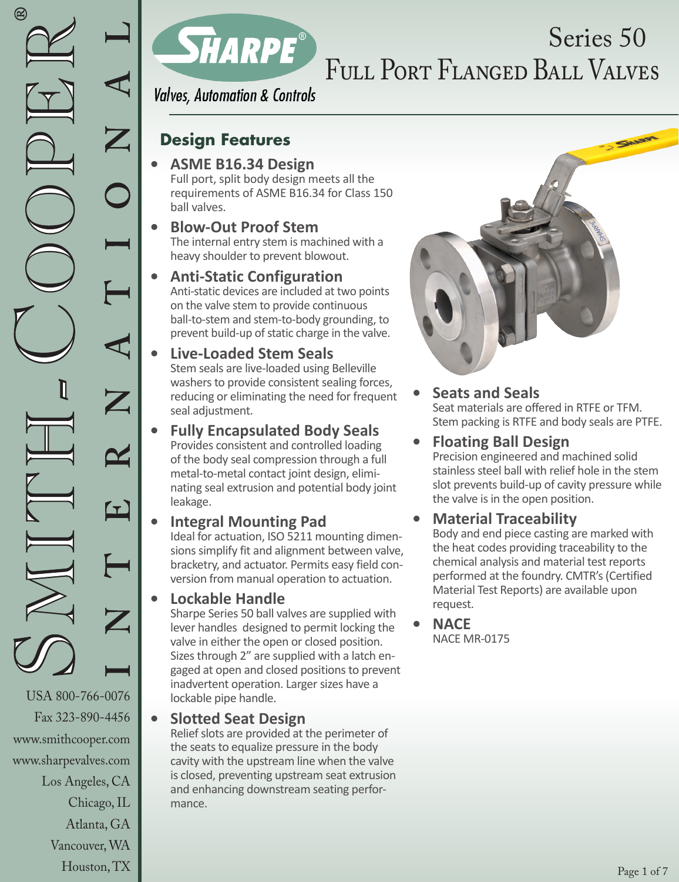# Series 50 Full Port Flanged Ball Valves

SHARPE®

*Valves, Automation & Controls*

## Design Features

- **ASME B16.34 Design**
  Full port, split body design meets all the requirements of ASME B16.34 for Class 150 ball valves.
- **Blow-Out Proof Stem**
  The internal entry stem is machined with a heavy shoulder to prevent blowout.
- **Anti-Static Configuration**
  Anti-static devices are included at two points on the valve stem to provide continuous ball-to-stem and stem-to-body grounding, to prevent build-up of static charge in the valve.
- **Live-Loaded Stem Seals**
  Stem seals are live-loaded using Belleville washers to provide consistent sealing forces, reducing or eliminating the need for frequent seal adjustment.
- **Fully Encapsulated Body Seals**
  Provides consistent and controlled loading of the body seal compression through a full metal-to-metal contact joint design, eliminating seal extrusion and potential body joint leakage.
- **Integral Mounting Pad**
  Ideal for actuation, ISO 5211 mounting dimensions simplify fit and alignment between valve, bracketry, and actuator. Permits easy field conversion from manual operation to actuation.
- **Lockable Handle**
  Sharpe Series 50 ball valves are supplied with lever handles designed to permit locking the valve in either the open or closed position. Sizes through 2" are supplied with a latch engaged at open and closed positions to prevent inadvertent operation. Larger sizes have a lockable pipe handle.
- **Slotted Seat Design**
  Relief slots are provided at the perimeter of the seats to equalize pressure in the body cavity with the upstream line when the valve is closed, preventing upstream seat extrusion and enhancing downstream seating performance.
- **Seats and Seals**
  Seat materials are offered in RTFE or TFM. Stem packing is RTFE and body seals are PTFE.
- **Floating Ball Design**
  Precision engineered and machined solid stainless steel ball with relief hole in the stem slot prevents build-up of cavity pressure while the valve is in the open position.
- **Material Traceability**
  Body and end piece casting are marked with the heat codes providing traceability to the chemical analysis and material test reports performed at the foundry. CMTR's (Certified Material Test Reports) are available upon request.
- **NACE**
  NACE MR-0175

Smith-Cooper® International

USA 800-766-0076
Fax 323-890-4456
www.smithcooper.com
www.sharpevalves.com
Los Angeles, CA
Chicago, IL
Atlanta, GA
Vancouver, WA
Houston, TX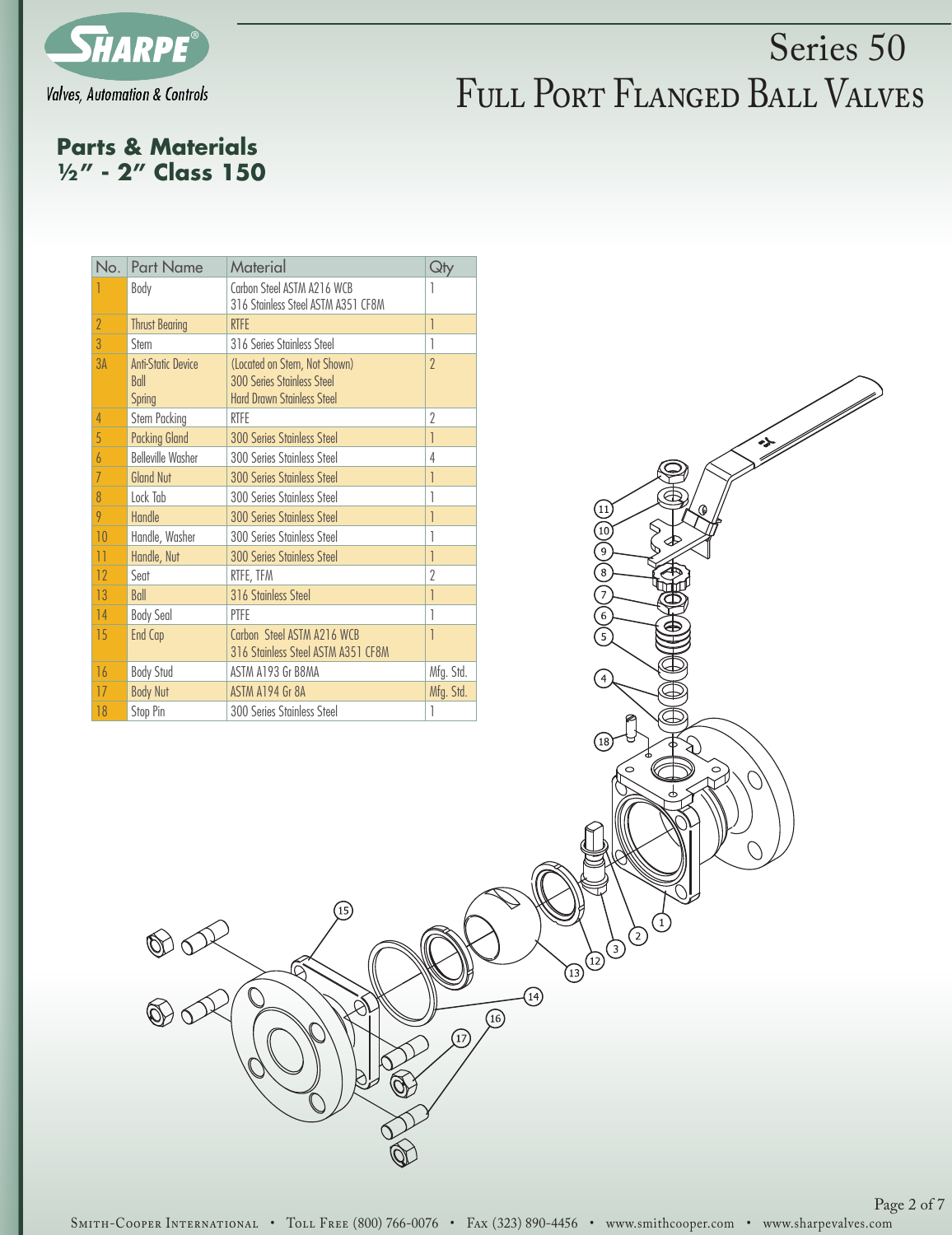# Series 50
# Full Port Flanged Ball Valves

## Parts & Materials
## ½" - 2" Class 150

| No. | Part Name | Material | Qty |
|---|---|---|---|
| 1 | Body | Carbon Steel ASTM A216 WCB<br>316 Stainless Steel ASTM A351 CF8M | 1 |
| 2 | Thrust Bearing | RTFE | 1 |
| 3 | Stem | 316 Series Stainless Steel | 1 |
| 3A | Anti-Static Device<br>Ball<br>Spring | (Located on Stem, Not Shown)<br>300 Series Stainless Steel<br>Hard Drawn Stainless Steel | 2 |
| 4 | Stem Packing | RTFE | 2 |
| 5 | Packing Gland | 300 Series Stainless Steel | 1 |
| 6 | Belleville Washer | 300 Series Stainless Steel | 4 |
| 7 | Gland Nut | 300 Series Stainless Steel | 1 |
| 8 | Lock Tab | 300 Series Stainless Steel | 1 |
| 9 | Handle | 300 Series Stainless Steel | 1 |
| 10 | Handle, Washer | 300 Series Stainless Steel | 1 |
| 11 | Handle, Nut | 300 Series Stainless Steel | 1 |
| 12 | Seat | RTFE, TFM | 2 |
| 13 | Ball | 316 Stainless Steel | 1 |
| 14 | Body Seal | PTFE | 1 |
| 15 | End Cap | Carbon Steel ASTM A216 WCB<br>316 Stainless Steel ASTM A351 CF8M | 1 |
| 16 | Body Stud | ASTM A193 Gr B8MA | Mfg. Std. |
| 17 | Body Nut | ASTM A194 Gr 8A | Mfg. Std. |
| 18 | Stop Pin | 300 Series Stainless Steel | 1 |

Smith-Cooper International • Toll Free (800) 766-0076 • Fax (323) 890-4456 • www.smithcooper.com • www.sharpevalves.com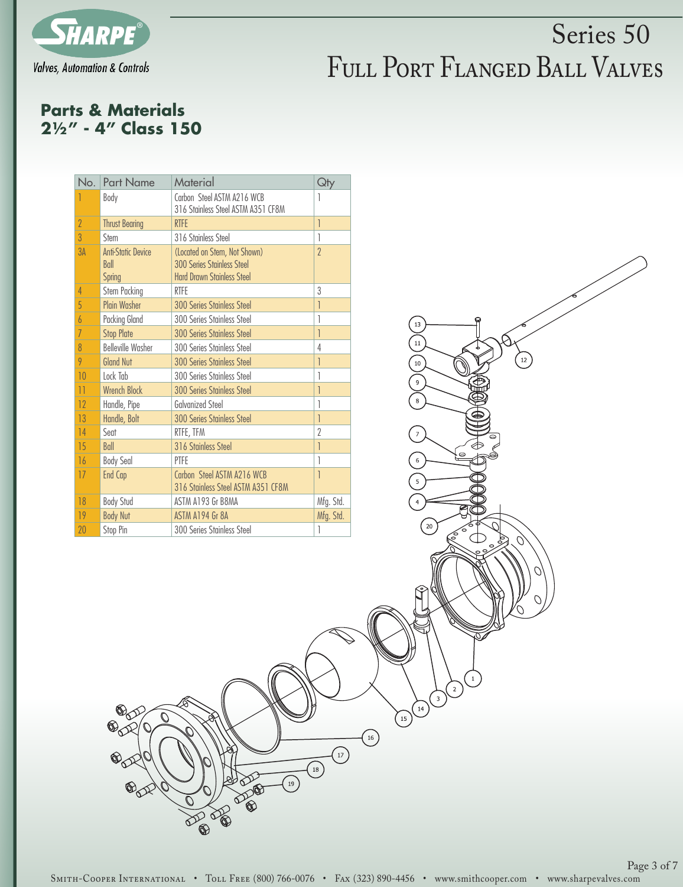# Series 50
# Full Port Flanged Ball Valves

## Parts & Materials
## 2½" - 4" Class 150

| No. | Part Name | Material | Qty |
|---|---|---|---|
| 1 | Body | Carbon Steel ASTM A216 WCB<br>316 Stainless Steel ASTM A351 CF8M | 1 |
| 2 | Thrust Bearing | RTFE | 1 |
| 3 | Stem | 316 Stainless Steel | 1 |
| 3A | Anti-Static Device<br>Ball<br>Spring | (Located on Stem, Not Shown)<br>300 Series Stainless Steel<br>Hard Drawn Stainless Steel | 2 |
| 4 | Stem Packing | RTFE | 3 |
| 5 | Plain Washer | 300 Series Stainless Steel | 1 |
| 6 | Packing Gland | 300 Series Stainless Steel | 1 |
| 7 | Stop Plate | 300 Series Stainless Steel | 1 |
| 8 | Belleville Washer | 300 Series Stainless Steel | 4 |
| 9 | Gland Nut | 300 Series Stainless Steel | 1 |
| 10 | Lock Tab | 300 Series Stainless Steel | 1 |
| 11 | Wrench Block | 300 Series Stainless Steel | 1 |
| 12 | Handle, Pipe | Galvanized Steel | 1 |
| 13 | Handle, Bolt | 300 Series Stainless Steel | 1 |
| 14 | Seat | RTFE, TFM | 2 |
| 15 | Ball | 316 Stainless Steel | 1 |
| 16 | Body Seal | PTFE | 1 |
| 17 | End Cap | Carbon Steel ASTM A216 WCB<br>316 Stainless Steel ASTM A351 CF8M | 1 |
| 18 | Body Stud | ASTM A193 Gr B8MA | Mfg. Std. |
| 19 | Body Nut | ASTM A194 Gr 8A | Mfg. Std. |
| 20 | Stop Pin | 300 Series Stainless Steel | 1 |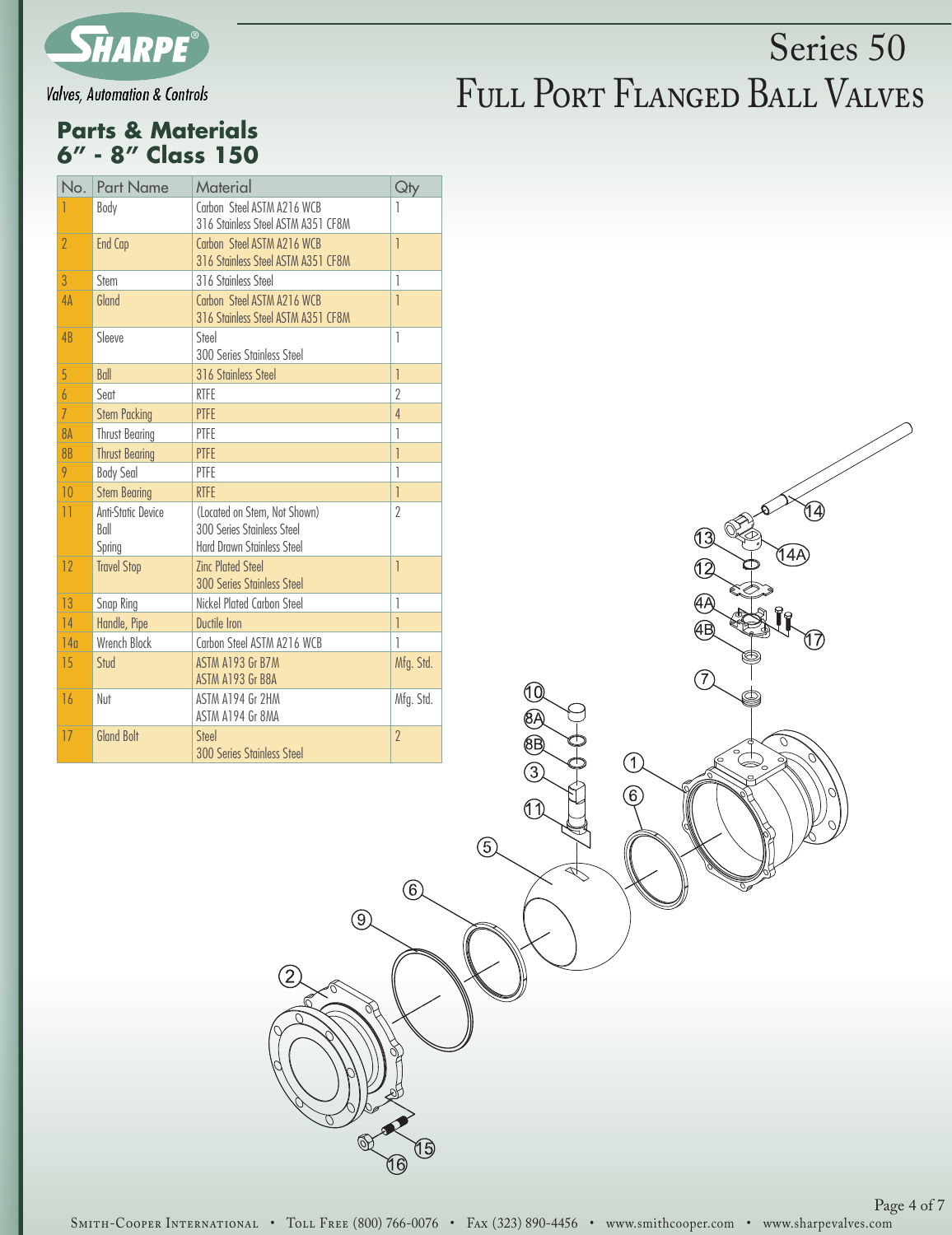# Series 50
# Full Port Flanged Ball Valves

Sharpe® Valves, Automation & Controls

## Parts & Materials
## 6" - 8" Class 150

| No. | Part Name | Material | Qty |
|---|---|---|---|
| 1 | Body | Carbon Steel ASTM A216 WCB<br>316 Stainless Steel ASTM A351 CF8M | 1 |
| 2 | End Cap | Carbon Steel ASTM A216 WCB<br>316 Stainless Steel ASTM A351 CF8M | 1 |
| 3 | Stem | 316 Stainless Steel | 1 |
| 4A | Gland | Carbon Steel ASTM A216 WCB<br>316 Stainless Steel ASTM A351 CF8M | 1 |
| 4B | Sleeve | Steel<br>300 Series Stainless Steel | 1 |
| 5 | Ball | 316 Stainless Steel | 1 |
| 6 | Seat | RTFE | 2 |
| 7 | Stem Packing | PTFE | 4 |
| 8A | Thrust Bearing | PTFE | 1 |
| 8B | Thrust Bearing | PTFE | 1 |
| 9 | Body Seal | PTFE | 1 |
| 10 | Stem Bearing | RTFE | 1 |
| 11 | Anti-Static Device<br>Ball<br>Spring | (Located on Stem, Not Shown)<br>300 Series Stainless Steel<br>Hard Drawn Stainless Steel | 2 |
| 12 | Travel Stop | Zinc Plated Steel<br>300 Series Stainless Steel | 1 |
| 13 | Snap Ring | Nickel Plated Carbon Steel | 1 |
| 14 | Handle, Pipe | Ductile Iron | 1 |
| 14a | Wrench Block | Carbon Steel ASTM A216 WCB | 1 |
| 15 | Stud | ASTM A193 Gr B7M<br>ASTM A193 Gr B8A | Mfg. Std. |
| 16 | Nut | ASTM A194 Gr 2HM<br>ASTM A194 Gr 8MA | Mfg. Std. |
| 17 | Gland Bolt | Steel<br>300 Series Stainless Steel | 2 |

Smith-Cooper International • Toll Free (800) 766-0076 • Fax (323) 890-4456 • www.smithcooper.com • www.sharpevalves.com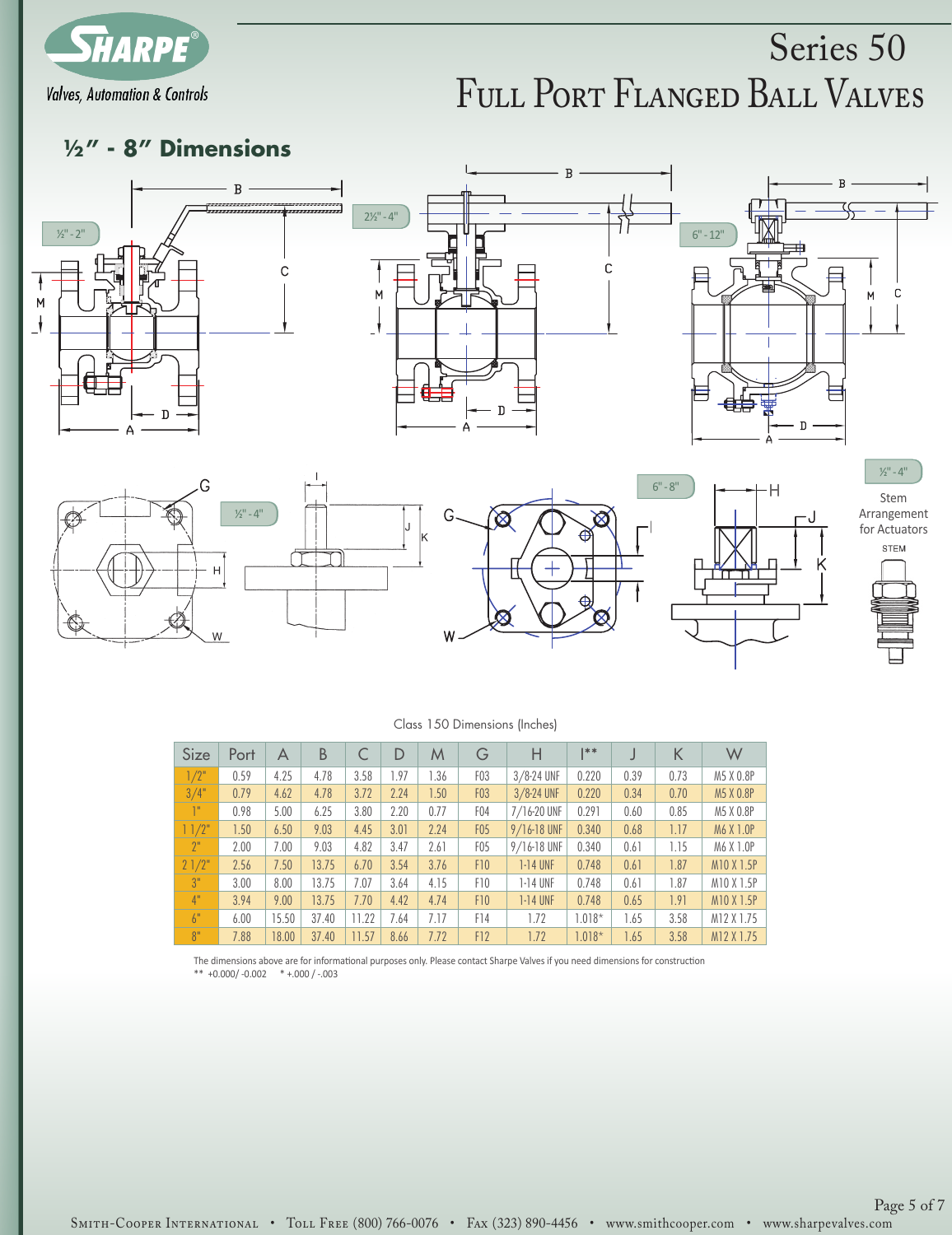# Series 50
# Full Port Flanged Ball Valves

## ½" - 8" Dimensions

Class 150 Dimensions (Inches)

| Size | Port | A | B | C | D | M | G | H | I** | J | K | W |
|---|---|---|---|---|---|---|---|---|---|---|---|---|
| 1/2" | 0.59 | 4.25 | 4.78 | 3.58 | 1.97 | 1.36 | F03 | 3/8-24 UNF | 0.220 | 0.39 | 0.73 | M5 X 0.8P |
| 3/4" | 0.79 | 4.62 | 4.78 | 3.72 | 2.24 | 1.50 | F03 | 3/8-24 UNF | 0.220 | 0.34 | 0.70 | M5 X 0.8P |
| 1" | 0.98 | 5.00 | 6.25 | 3.80 | 2.20 | 0.77 | F04 | 7/16-20 UNF | 0.291 | 0.60 | 0.85 | M5 X 0.8P |
| 1 1/2" | 1.50 | 6.50 | 9.03 | 4.45 | 3.01 | 2.24 | F05 | 9/16-18 UNF | 0.340 | 0.68 | 1.17 | M6 X 1.0P |
| 2" | 2.00 | 7.00 | 9.03 | 4.82 | 3.47 | 2.61 | F05 | 9/16-18 UNF | 0.340 | 0.61 | 1.15 | M6 X 1.0P |
| 2 1/2" | 2.56 | 7.50 | 13.75 | 6.70 | 3.54 | 3.76 | F10 | 1-14 UNF | 0.748 | 0.61 | 1.87 | M10 X 1.5P |
| 3" | 3.00 | 8.00 | 13.75 | 7.07 | 3.64 | 4.15 | F10 | 1-14 UNF | 0.748 | 0.61 | 1.87 | M10 X 1.5P |
| 4" | 3.94 | 9.00 | 13.75 | 7.70 | 4.42 | 4.74 | F10 | 1-14 UNF | 0.748 | 0.65 | 1.91 | M10 X 1.5P |
| 6" | 6.00 | 15.50 | 37.40 | 11.22 | 7.64 | 7.17 | F14 | 1.72 | 1.018* | 1.65 | 3.58 | M12 X 1.75 |
| 8" | 7.88 | 18.00 | 37.40 | 11.57 | 8.66 | 7.72 | F12 | 1.72 | 1.018* | 1.65 | 3.58 | M12 X 1.75 |

The dimensions above are for informational purposes only. Please contact Sharpe Valves if you need dimensions for construction

** +0.000/ -0.002 &nbsp;&nbsp; * +.000 / -.003

Smith-Cooper International • Toll Free (800) 766-0076 • Fax (323) 890-4456 • www.smithcooper.com • www.sharpevalves.com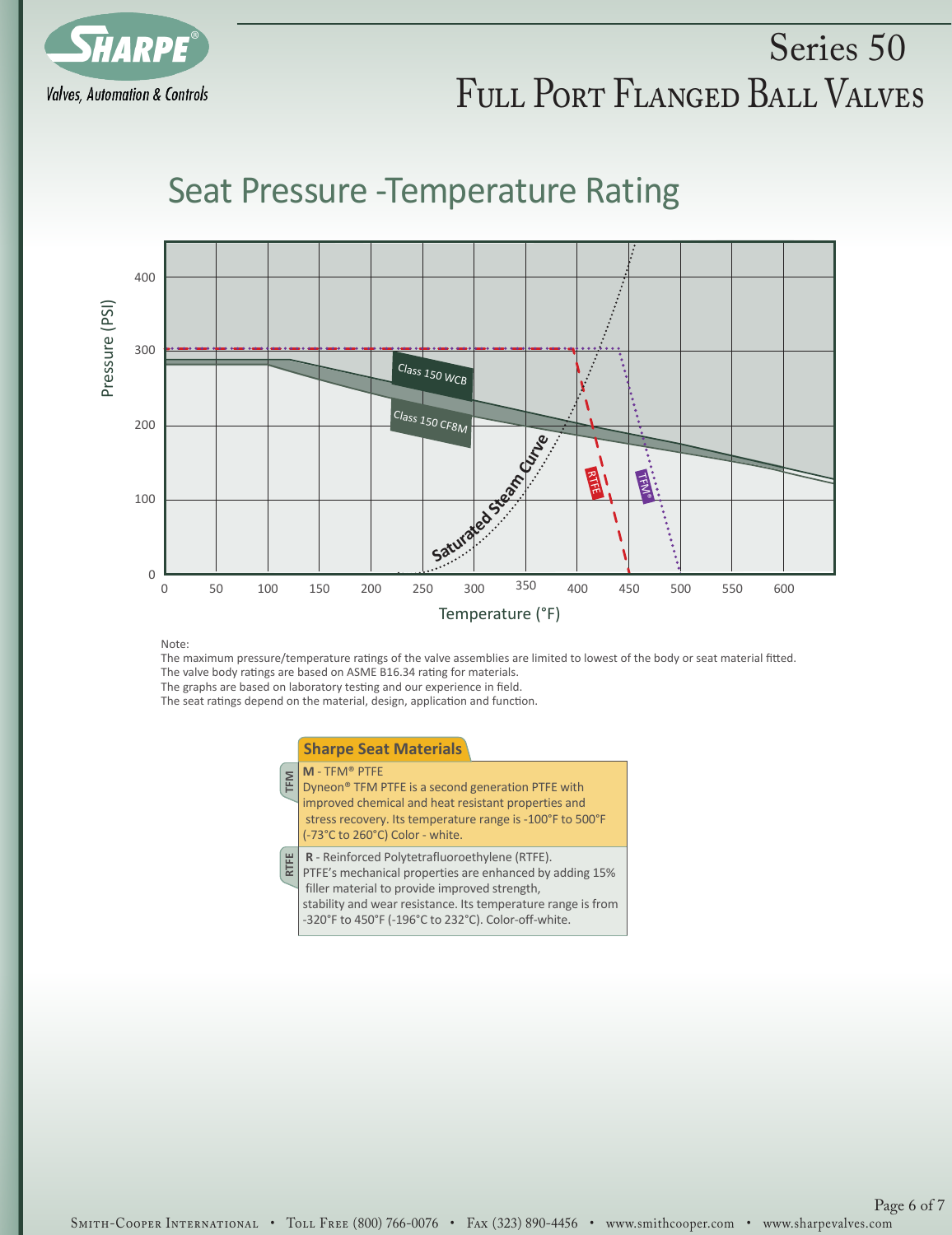# Series 50
# Full Port Flanged Ball Valves

## Seat Pressure -Temperature Rating

Note:
The maximum pressure/temperature ratings of the valve assemblies are limited to lowest of the body or seat material fitted.
The valve body ratings are based on ASME B16.34 rating for materials.
The graphs are based on laboratory testing and our experience in field.
The seat ratings depend on the material, design, application and function.

### Sharpe Seat Materials

**TFM**

**M** - TFM® PTFE
Dyneon® TFM PTFE is a second generation PTFE with improved chemical and heat resistant properties and stress recovery. Its temperature range is -100°F to 500°F (-73°C to 260°C) Color - white.

**RTFE**

**R** - Reinforced Polytetrafluoroethylene (RTFE).
PTFE's mechanical properties are enhanced by adding 15% filler material to provide improved strength, stability and wear resistance. Its temperature range is from -320°F to 450°F (-196°C to 232°C). Color-off-white.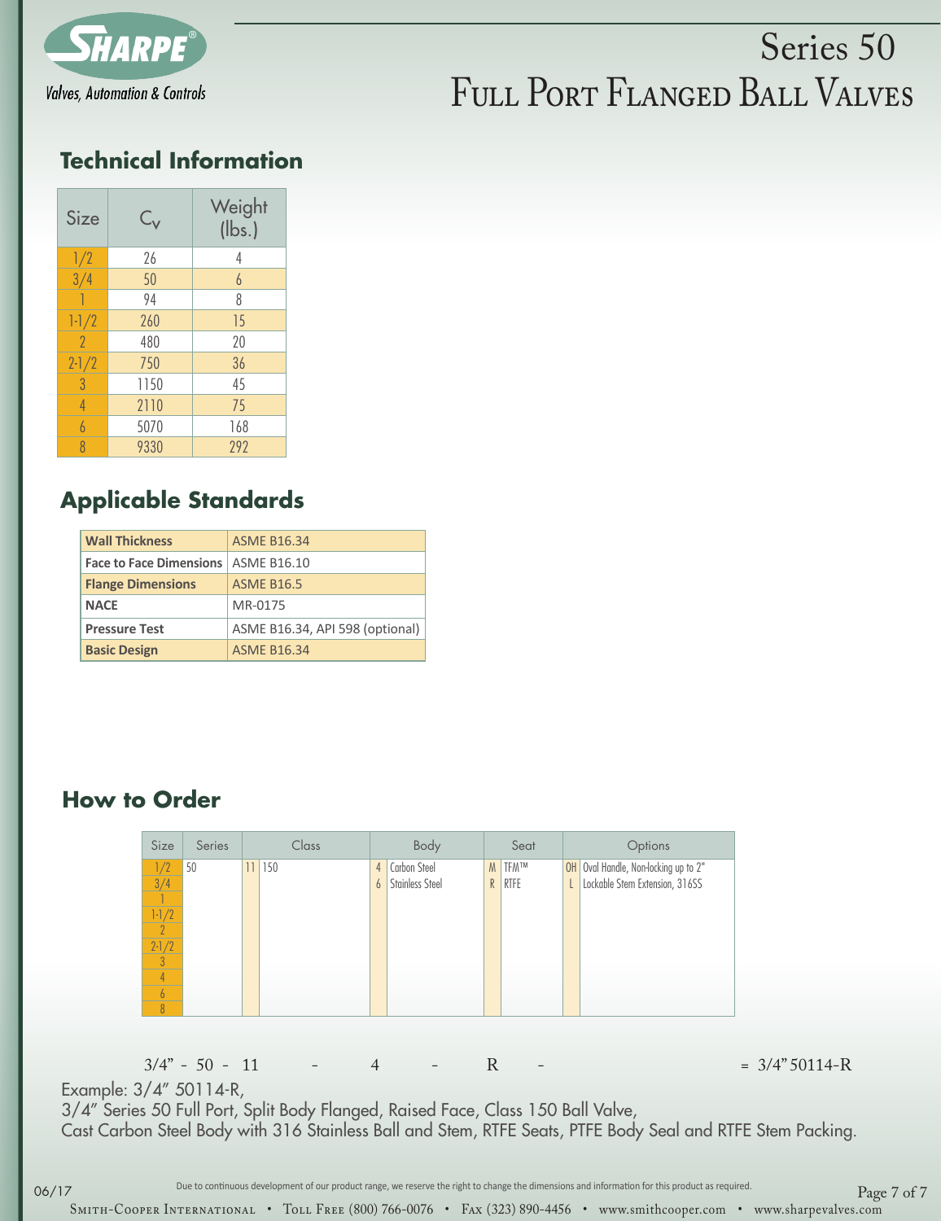# Series 50
# Full Port Flanged Ball Valves

## Technical Information

| Size | $C_V$ | Weight (lbs.) |
|---|---|---|
| 1/2 | 26 | 4 |
| 3/4 | 50 | 6 |
| 1 | 94 | 8 |
| 1-1/2 | 260 | 15 |
| 2 | 480 | 20 |
| 2-1/2 | 750 | 36 |
| 3 | 1150 | 45 |
| 4 | 2110 | 75 |
| 6 | 5070 | 168 |
| 8 | 9330 | 292 |

## Applicable Standards

| | |
|---|---|
| **Wall Thickness** | ASME B16.34 |
| **Face to Face Dimensions** | ASME B16.10 |
| **Flange Dimensions** | ASME B16.5 |
| **NACE** | MR-0175 |
| **Pressure Test** | ASME B16.34, API 598 (optional) |
| **Basic Design** | ASME B16.34 |

## How to Order

| Size | Series | Class | | Body | | Seat | | Options | |
|---|---|---|---|---|---|---|---|---|---|
| 1/2 | 50 | 11 | 150 | 4 | Carbon Steel | M | TFM™ | OH | Oval Handle, Non-locking up to 2" |
| 3/4 | | | | 6 | Stainless Steel | R | RTFE | L | Lockable Stem Extension, 316SS |
| 1 | | | | | | | | | |
| 1-1/2 | | | | | | | | | |
| 2 | | | | | | | | | |
| 2-1/2 | | | | | | | | | |
| 3 | | | | | | | | | |
| 4 | | | | | | | | | |
| 6 | | | | | | | | | |
| 8 | | | | | | | | | |

3/4" - 50 - 11 - 4 - R - = 3/4" 50114-R

Example: 3/4" 50114-R,
3/4" Series 50 Full Port, Split Body Flanged, Raised Face, Class 150 Ball Valve,
Cast Carbon Steel Body with 316 Stainless Ball and Stem, RTFE Seats, PTFE Body Seal and RTFE Stem Packing.

06/17

Due to continuous development of our product range, we reserve the right to change the dimensions and information for this product as required.

Smith-Cooper International • Toll Free (800) 766-0076 • Fax (323) 890-4456 • www.smithcooper.com • www.sharpevalves.com